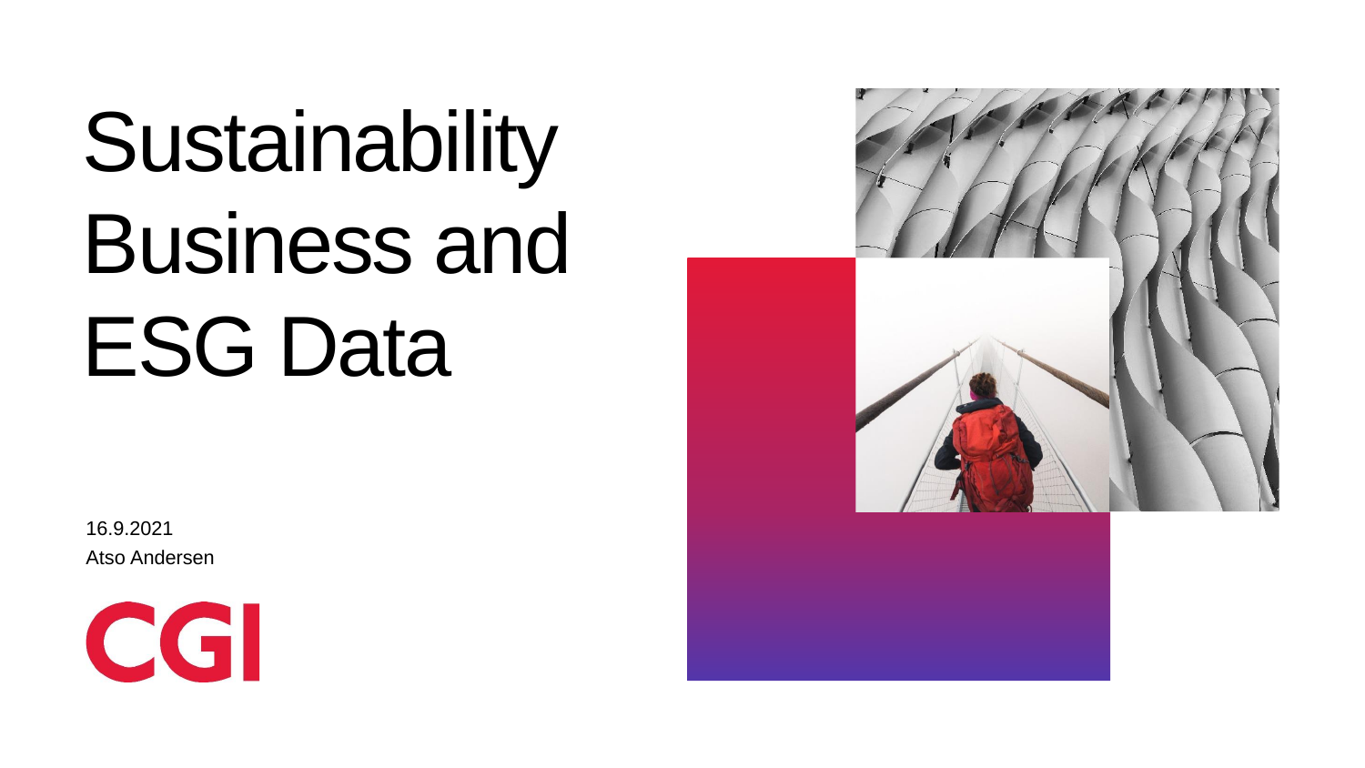# Sustainability Business and ESG Data

16.9.2021

Atso Andersen

CGI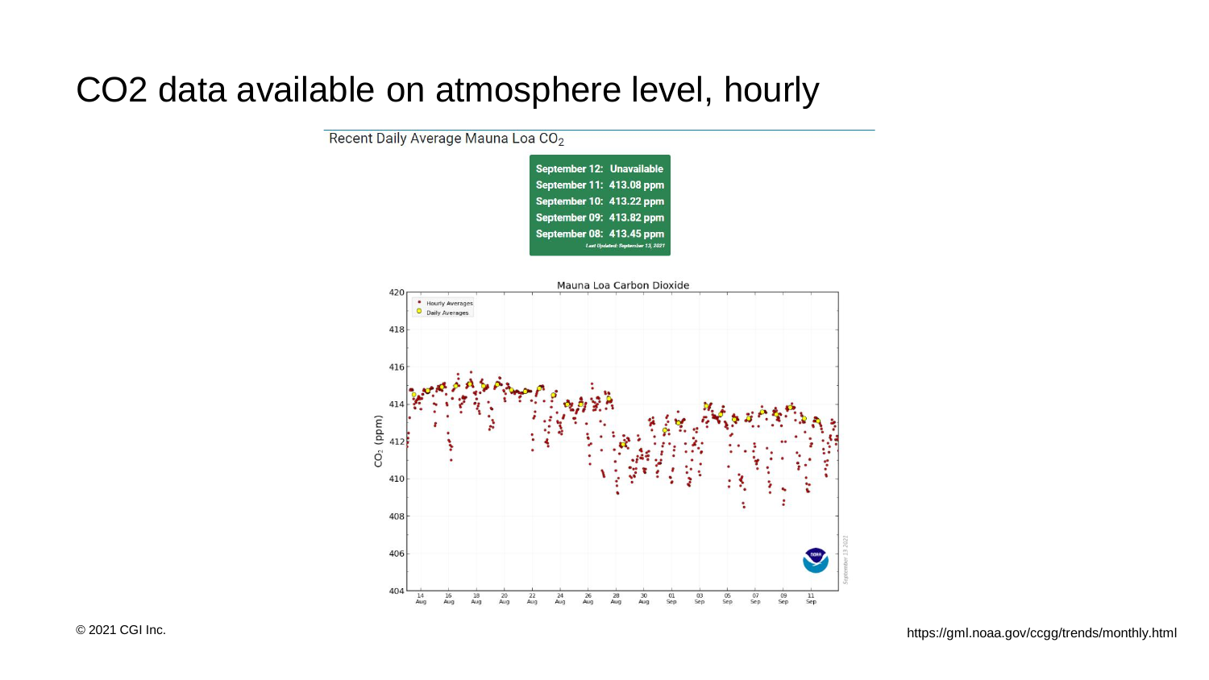# CO2 data available on atmosphere level, hourly

Recent Daily Average Mauna Loa $CO_2$

| | |
|---|---|
| **September 12:** | **Unavailable** |
| **September 11:** | **413.08 ppm** |
| **September 10:** | **413.22 ppm** |
| **September 09:** | **413.82 ppm** |
| **September 08:** | **413.45 ppm** |

*Last Updated: September 13, 2021*

Mauna Loa Carbon Dioxide

© 2021 CGI Inc.

https://gml.noaa.gov/ccgg/trends/monthly.html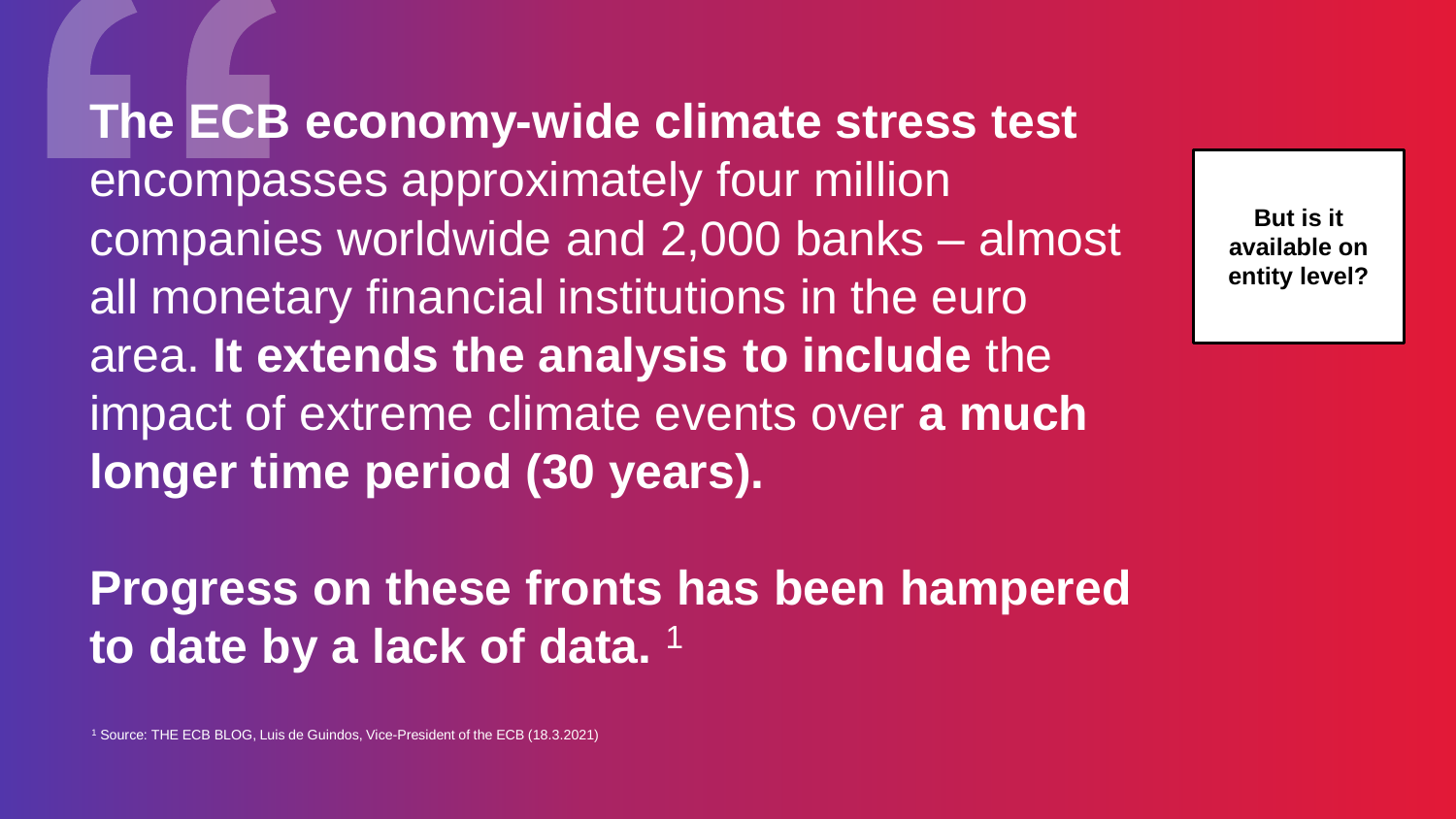**The ECB economy-wide climate stress test** encompasses approximately four million companies worldwide and 2,000 banks – almost all monetary financial institutions in the euro area. **It extends the analysis to include** the impact of extreme climate events over **a much longer time period (30 years).**

**Progress on these fronts has been hampered to date by a lack of data.** [1]

**But is it available on entity level?**

[1] Source: THE ECB BLOG, Luis de Guindos, Vice-President of the ECB (18.3.2021)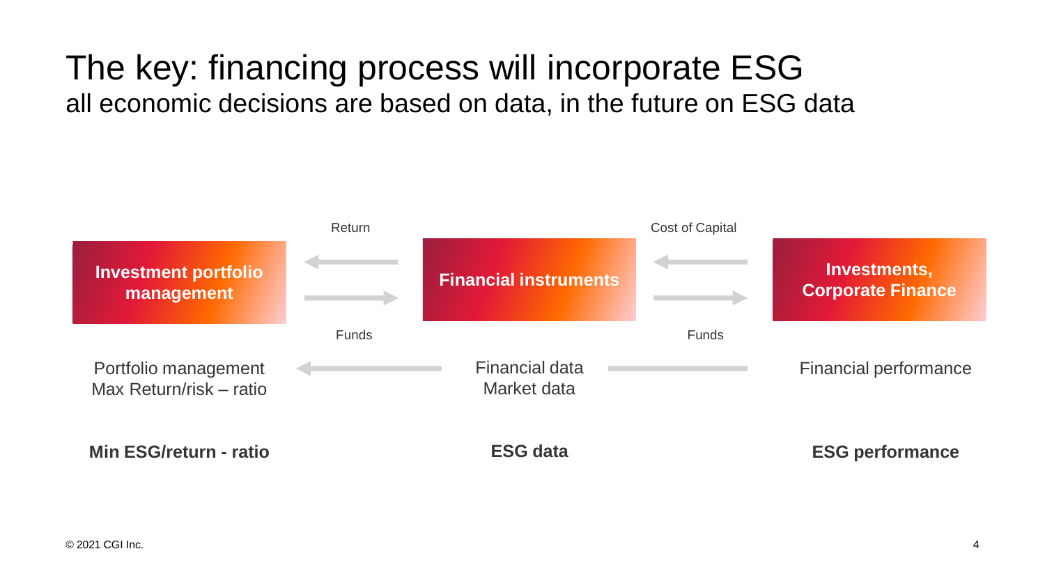# The key: financing process will incorporate ESG

all economic decisions are based on data, in the future on ESG data

**Investment portfolio management** ← Return — Funds → **Financial instruments** ← Cost of Capital — Funds → **Investments, Corporate Finance**

Portfolio management
Max Return/risk – ratio

Financial data
Market data

Financial performance

**Min ESG/return - ratio**

**ESG data**

**ESG performance**

© 2021 CGI Inc.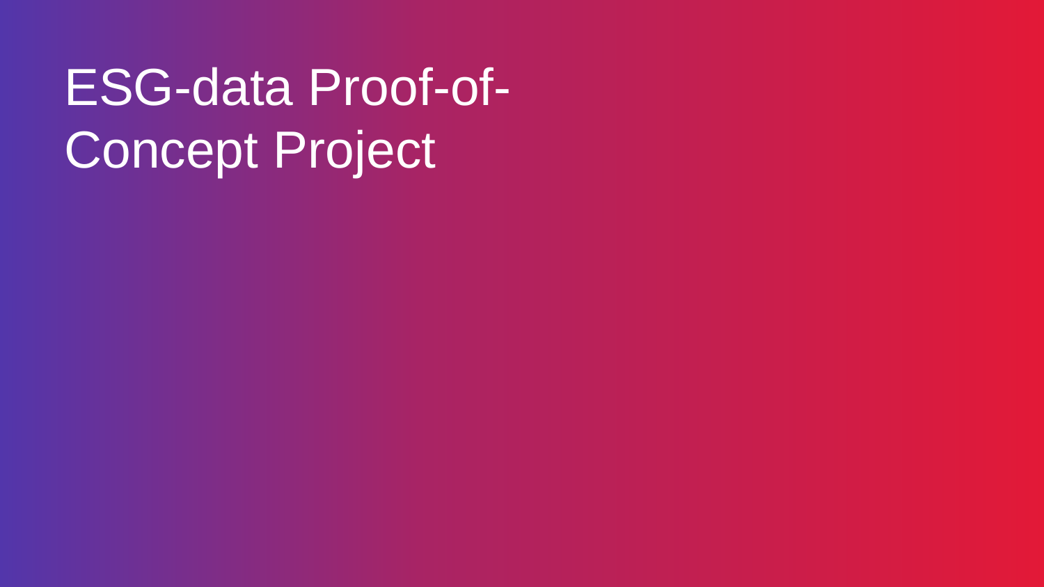# ESG-data Proof-of-Concept Project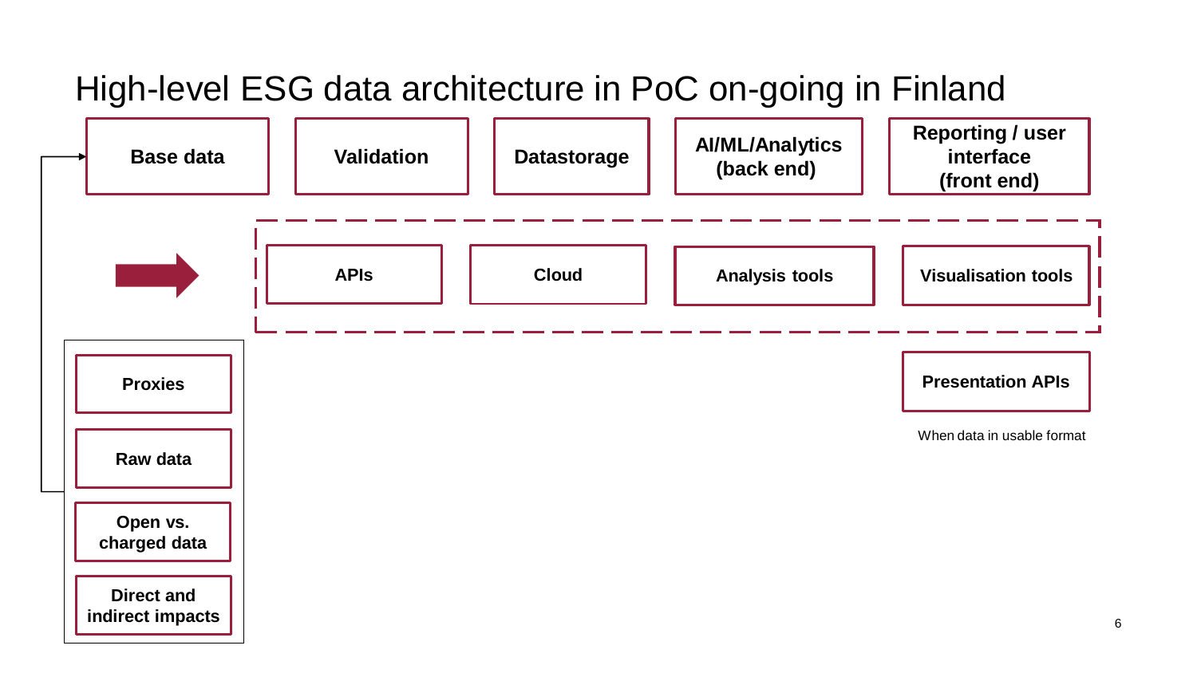# High-level ESG data architecture in PoC on-going in Finland

**Base data** | **Validation** | **Datastorage** | **AI/ML/Analytics (back end)** | **Reporting / user interface (front end)**

- **APIs**
- **Cloud**
- **Analysis tools**
- **Visualisation tools**

**Presentation APIs**

When data in usable format

- **Proxies**
- **Raw data**
- **Open vs. charged data**
- **Direct and indirect impacts**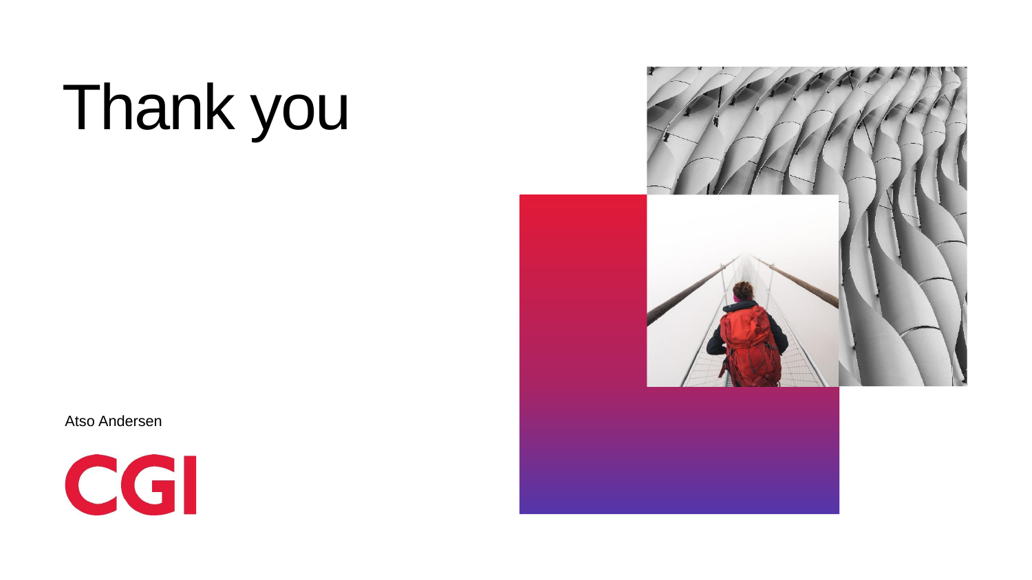# Thank you

Atso Andersen

CGI